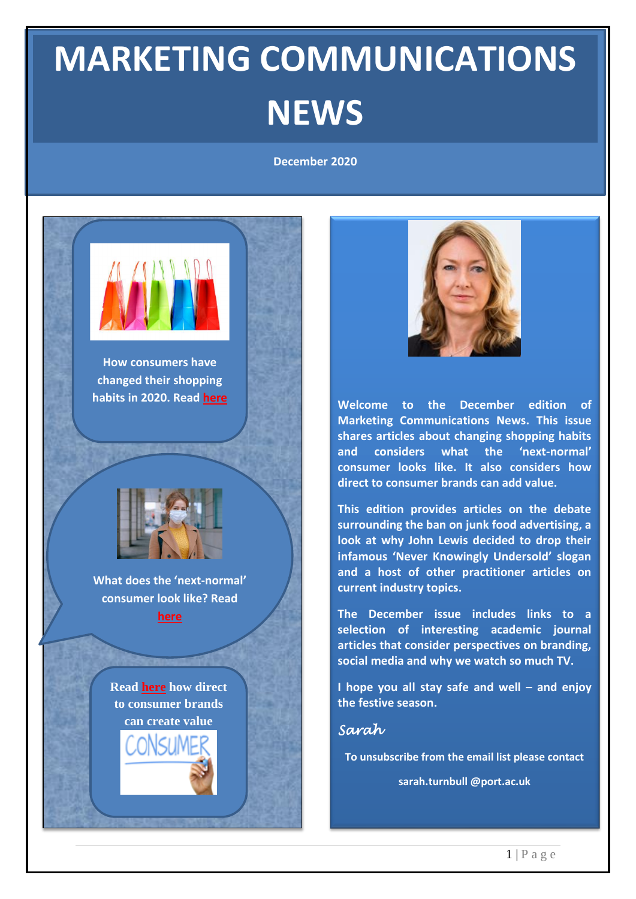# MARKETING COMMUNICATIONS NEWS

**December 2020**

**How consumers have changed their shopping habits in 2020. Read here**

**What does the 'next-normal' consumer look like? Read here**

**Read here how direct to consumer brands can create value**

**Welcome to the December edition of Marketing Communications News. This issue shares articles about changing shopping habits and considers what the 'next-normal' consumer looks like. It also considers how direct to consumer brands can add value.**

**This edition provides articles on the debate surrounding the ban on junk food advertising, a look at why John Lewis decided to drop their infamous 'Never Knowingly Undersold' slogan and a host of other practitioner articles on current industry topics.**

**The December issue includes links to a selection of interesting academic journal articles that consider perspectives on branding, social media and why we watch so much TV.**

**I hope you all stay safe and well – and enjoy the festive season.**

*Sarah*

**To unsubscribe from the email list please contact**

**sarah.turnbull @port.ac.uk**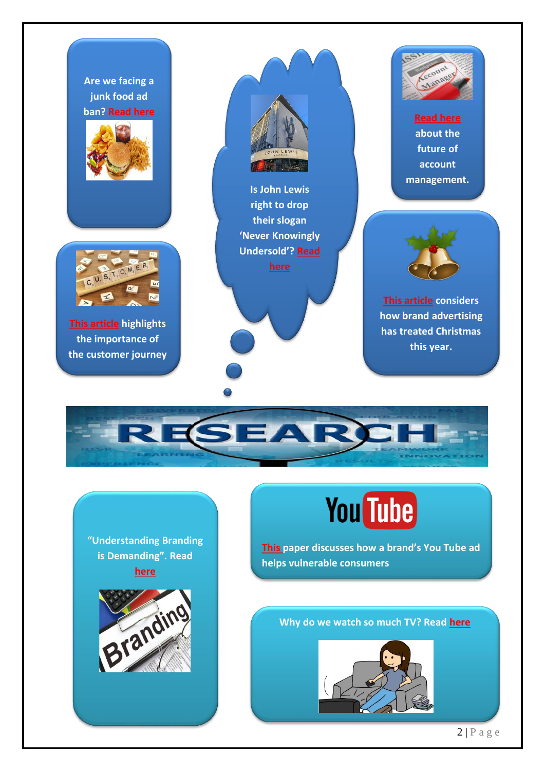Are we facing a junk food ad ban? Read here

Is John Lewis right to drop their slogan 'Never Knowingly Undersold'? Read here

Read here about the future of account management.

This article highlights the importance of the customer journey

This article considers how brand advertising has treated Christmas this year.

# RESEARCH

"Understanding Branding is Demanding". Read here

This paper discusses how a brand's You Tube ad helps vulnerable consumers

Why do we watch so much TV? Read here